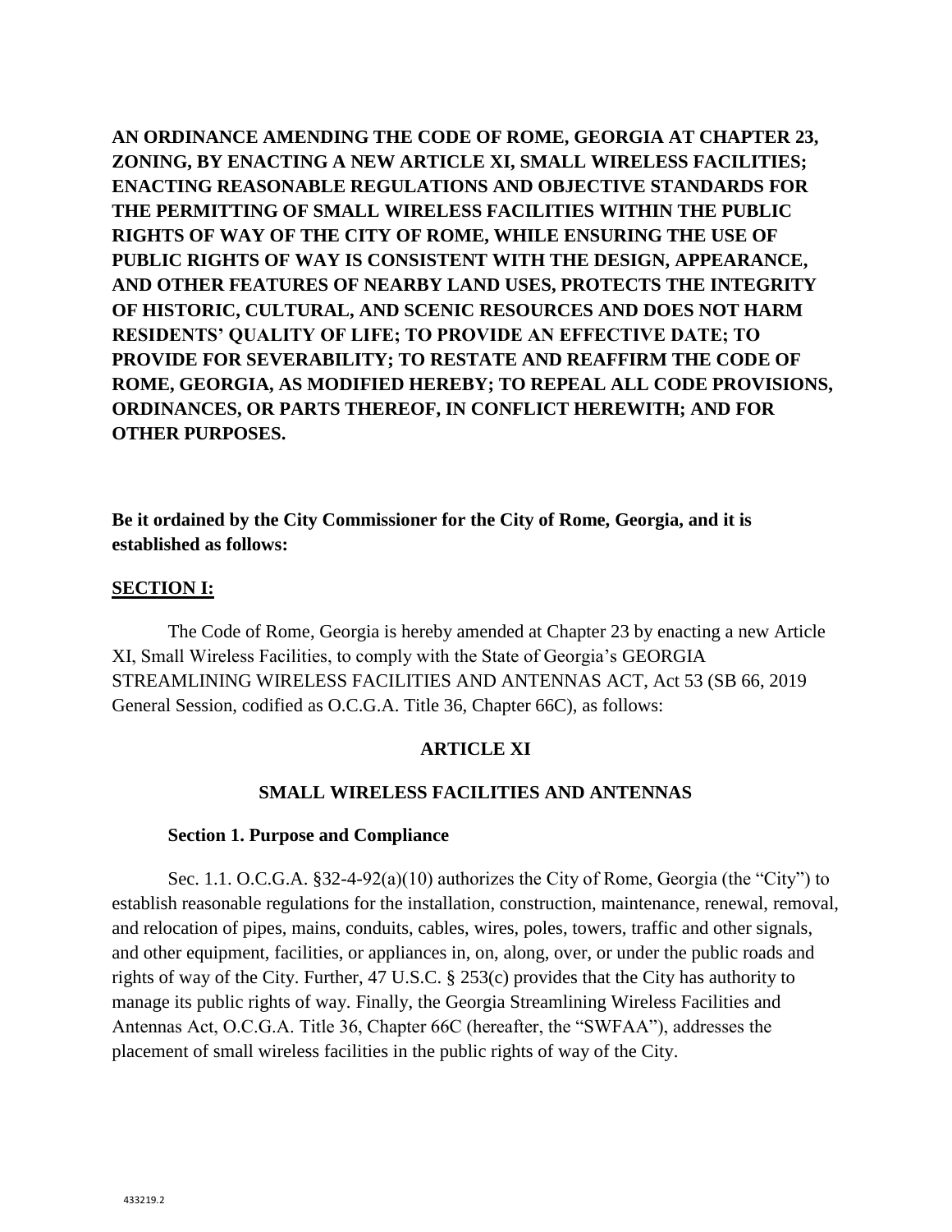**AN ORDINANCE AMENDING THE CODE OF ROME, GEORGIA AT CHAPTER 23, ZONING, BY ENACTING A NEW ARTICLE XI, SMALL WIRELESS FACILITIES; ENACTING REASONABLE REGULATIONS AND OBJECTIVE STANDARDS FOR THE PERMITTING OF SMALL WIRELESS FACILITIES WITHIN THE PUBLIC RIGHTS OF WAY OF THE CITY OF ROME, WHILE ENSURING THE USE OF PUBLIC RIGHTS OF WAY IS CONSISTENT WITH THE DESIGN, APPEARANCE, AND OTHER FEATURES OF NEARBY LAND USES, PROTECTS THE INTEGRITY OF HISTORIC, CULTURAL, AND SCENIC RESOURCES AND DOES NOT HARM RESIDENTS' QUALITY OF LIFE; TO PROVIDE AN EFFECTIVE DATE; TO PROVIDE FOR SEVERABILITY; TO RESTATE AND REAFFIRM THE CODE OF ROME, GEORGIA, AS MODIFIED HEREBY; TO REPEAL ALL CODE PROVISIONS, ORDINANCES, OR PARTS THEREOF, IN CONFLICT HEREWITH; AND FOR OTHER PURPOSES.**

**Be it ordained by the City Commissioner for the City of Rome, Georgia, and it is established as follows:**

**SECTION I:**

The Code of Rome, Georgia is hereby amended at Chapter 23 by enacting a new Article XI, Small Wireless Facilities, to comply with the State of Georgia's GEORGIA STREAMLINING WIRELESS FACILITIES AND ANTENNAS ACT, Act 53 (SB 66, 2019 General Session, codified as O.C.G.A. Title 36, Chapter 66C), as follows:

## ARTICLE XI

## SMALL WIRELESS FACILITIES AND ANTENNAS

### Section 1. Purpose and Compliance

Sec. 1.1. O.C.G.A. §32-4-92(a)(10) authorizes the City of Rome, Georgia (the "City") to establish reasonable regulations for the installation, construction, maintenance, renewal, removal, and relocation of pipes, mains, conduits, cables, wires, poles, towers, traffic and other signals, and other equipment, facilities, or appliances in, on, along, over, or under the public roads and rights of way of the City. Further, 47 U.S.C. § 253(c) provides that the City has authority to manage its public rights of way. Finally, the Georgia Streamlining Wireless Facilities and Antennas Act, O.C.G.A. Title 36, Chapter 66C (hereafter, the "SWFAA"), addresses the placement of small wireless facilities in the public rights of way of the City.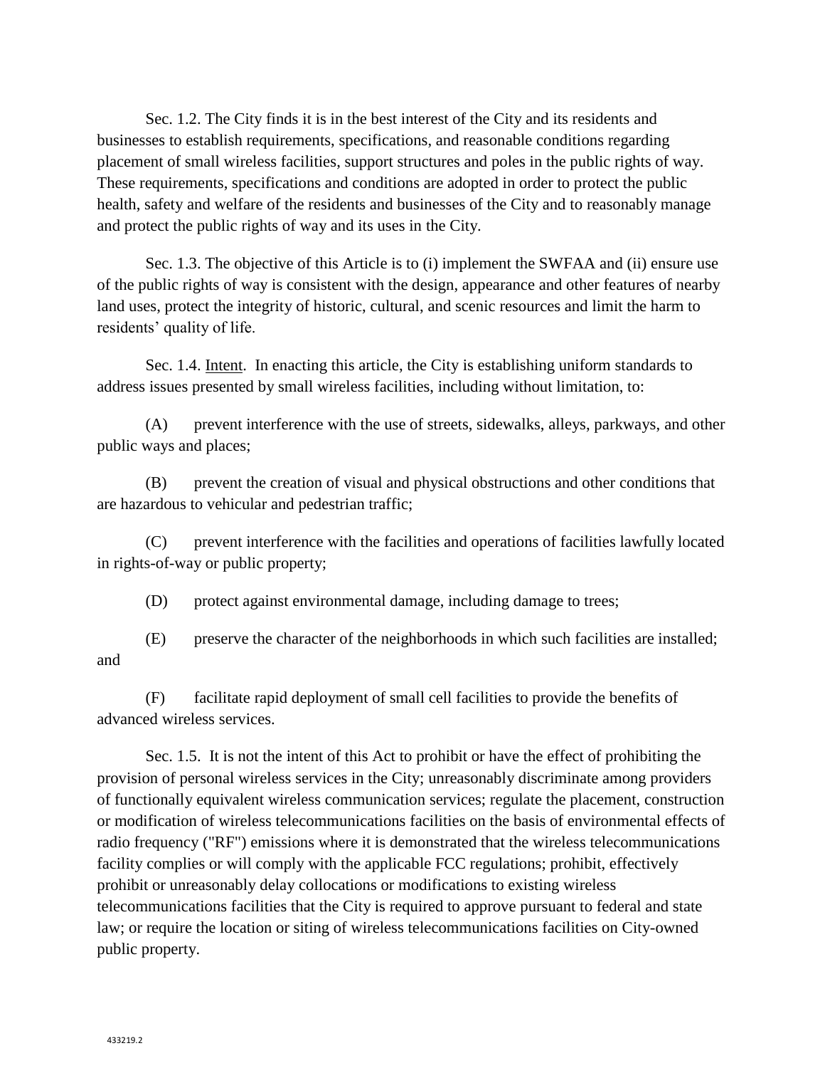Sec. 1.2. The City finds it is in the best interest of the City and its residents and businesses to establish requirements, specifications, and reasonable conditions regarding placement of small wireless facilities, support structures and poles in the public rights of way. These requirements, specifications and conditions are adopted in order to protect the public health, safety and welfare of the residents and businesses of the City and to reasonably manage and protect the public rights of way and its uses in the City.

Sec. 1.3. The objective of this Article is to (i) implement the SWFAA and (ii) ensure use of the public rights of way is consistent with the design, appearance and other features of nearby land uses, protect the integrity of historic, cultural, and scenic resources and limit the harm to residents' quality of life.

Sec. 1.4. Intent. In enacting this article, the City is establishing uniform standards to address issues presented by small wireless facilities, including without limitation, to:

(A) prevent interference with the use of streets, sidewalks, alleys, parkways, and other public ways and places;

(B) prevent the creation of visual and physical obstructions and other conditions that are hazardous to vehicular and pedestrian traffic;

(C) prevent interference with the facilities and operations of facilities lawfully located in rights-of-way or public property;

(D) protect against environmental damage, including damage to trees;

(E) preserve the character of the neighborhoods in which such facilities are installed; and

(F) facilitate rapid deployment of small cell facilities to provide the benefits of advanced wireless services.

Sec. 1.5. It is not the intent of this Act to prohibit or have the effect of prohibiting the provision of personal wireless services in the City; unreasonably discriminate among providers of functionally equivalent wireless communication services; regulate the placement, construction or modification of wireless telecommunications facilities on the basis of environmental effects of radio frequency ("RF") emissions where it is demonstrated that the wireless telecommunications facility complies or will comply with the applicable FCC regulations; prohibit, effectively prohibit or unreasonably delay collocations or modifications to existing wireless telecommunications facilities that the City is required to approve pursuant to federal and state law; or require the location or siting of wireless telecommunications facilities on City-owned public property.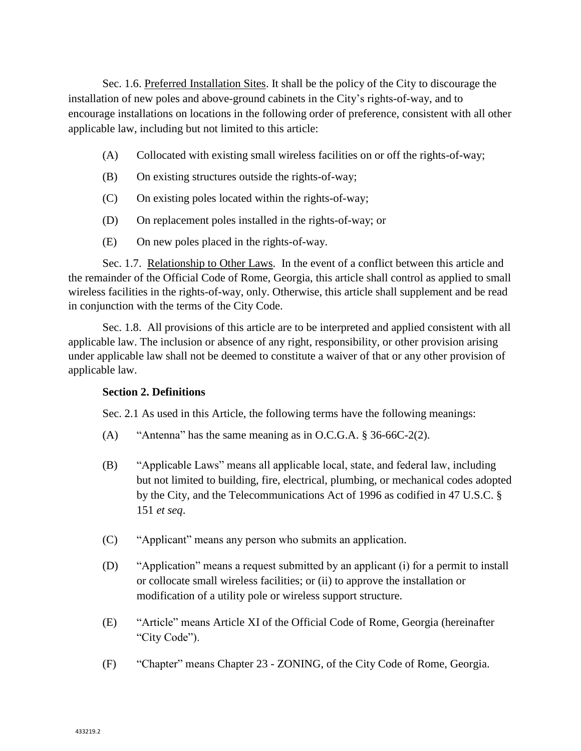Sec. 1.6. Preferred Installation Sites. It shall be the policy of the City to discourage the installation of new poles and above-ground cabinets in the City's rights-of-way, and to encourage installations on locations in the following order of preference, consistent with all other applicable law, including but not limited to this article:

(A) Collocated with existing small wireless facilities on or off the rights-of-way;

(B) On existing structures outside the rights-of-way;

(C) On existing poles located within the rights-of-way;

(D) On replacement poles installed in the rights-of-way; or

(E) On new poles placed in the rights-of-way.

Sec. 1.7. Relationship to Other Laws. In the event of a conflict between this article and the remainder of the Official Code of Rome, Georgia, this article shall control as applied to small wireless facilities in the rights-of-way, only. Otherwise, this article shall supplement and be read in conjunction with the terms of the City Code.

Sec. 1.8. All provisions of this article are to be interpreted and applied consistent with all applicable law. The inclusion or absence of any right, responsibility, or other provision arising under applicable law shall not be deemed to constitute a waiver of that or any other provision of applicable law.

**Section 2. Definitions**

Sec. 2.1 As used in this Article, the following terms have the following meanings:

(A) "Antenna" has the same meaning as in O.C.G.A. § 36-66C-2(2).

(B) "Applicable Laws" means all applicable local, state, and federal law, including but not limited to building, fire, electrical, plumbing, or mechanical codes adopted by the City, and the Telecommunications Act of 1996 as codified in 47 U.S.C. § 151 *et seq*.

(C) "Applicant" means any person who submits an application.

(D) "Application" means a request submitted by an applicant (i) for a permit to install or collocate small wireless facilities; or (ii) to approve the installation or modification of a utility pole or wireless support structure.

(E) "Article" means Article XI of the Official Code of Rome, Georgia (hereinafter "City Code").

(F) "Chapter" means Chapter 23 - ZONING, of the City Code of Rome, Georgia.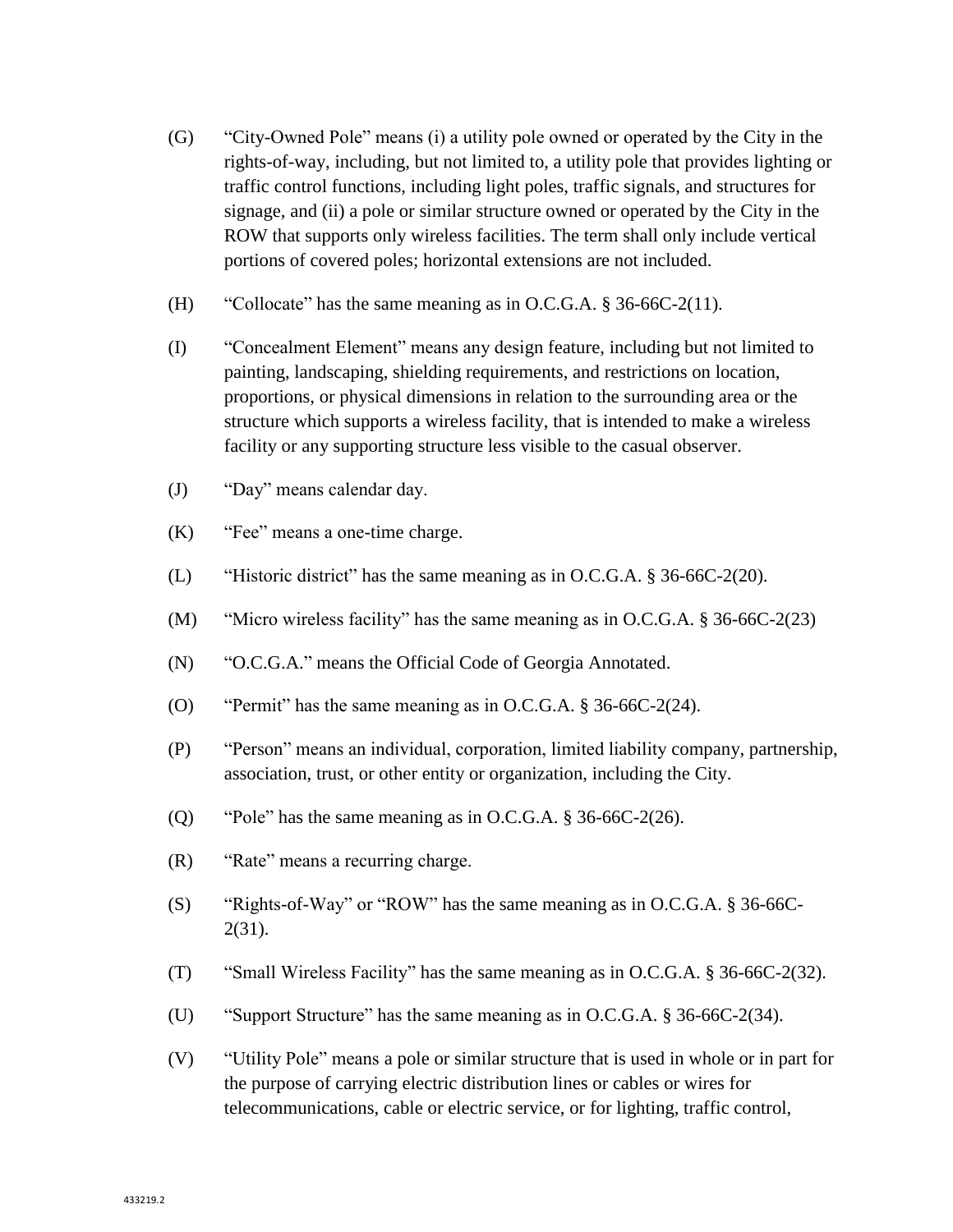(G) "City-Owned Pole" means (i) a utility pole owned or operated by the City in the rights-of-way, including, but not limited to, a utility pole that provides lighting or traffic control functions, including light poles, traffic signals, and structures for signage, and (ii) a pole or similar structure owned or operated by the City in the ROW that supports only wireless facilities. The term shall only include vertical portions of covered poles; horizontal extensions are not included.

(H) "Collocate" has the same meaning as in O.C.G.A. § 36-66C-2(11).

(I) "Concealment Element" means any design feature, including but not limited to painting, landscaping, shielding requirements, and restrictions on location, proportions, or physical dimensions in relation to the surrounding area or the structure which supports a wireless facility, that is intended to make a wireless facility or any supporting structure less visible to the casual observer.

(J) "Day" means calendar day.

(K) "Fee" means a one-time charge.

(L) "Historic district" has the same meaning as in O.C.G.A. § 36-66C-2(20).

(M) "Micro wireless facility" has the same meaning as in O.C.G.A. § 36-66C-2(23)

(N) "O.C.G.A." means the Official Code of Georgia Annotated.

(O) "Permit" has the same meaning as in O.C.G.A. § 36-66C-2(24).

(P) "Person" means an individual, corporation, limited liability company, partnership, association, trust, or other entity or organization, including the City.

(Q) "Pole" has the same meaning as in O.C.G.A. § 36-66C-2(26).

(R) "Rate" means a recurring charge.

(S) "Rights-of-Way" or "ROW" has the same meaning as in O.C.G.A. § 36-66C-2(31).

(T) "Small Wireless Facility" has the same meaning as in O.C.G.A. § 36-66C-2(32).

(U) "Support Structure" has the same meaning as in O.C.G.A. § 36-66C-2(34).

(V) "Utility Pole" means a pole or similar structure that is used in whole or in part for the purpose of carrying electric distribution lines or cables or wires for telecommunications, cable or electric service, or for lighting, traffic control,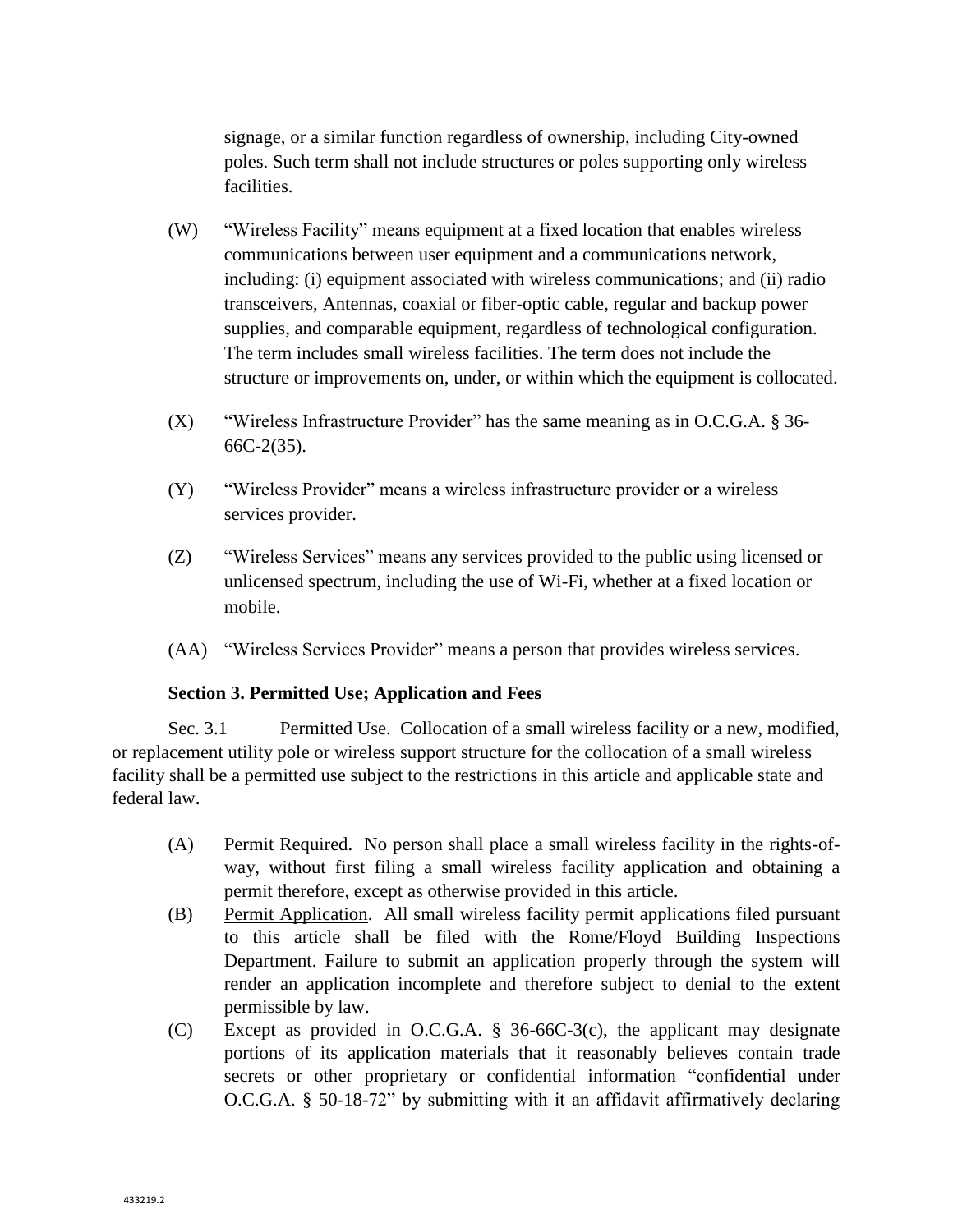signage, or a similar function regardless of ownership, including City-owned poles. Such term shall not include structures or poles supporting only wireless facilities.

(W) "Wireless Facility" means equipment at a fixed location that enables wireless communications between user equipment and a communications network, including: (i) equipment associated with wireless communications; and (ii) radio transceivers, Antennas, coaxial or fiber-optic cable, regular and backup power supplies, and comparable equipment, regardless of technological configuration. The term includes small wireless facilities. The term does not include the structure or improvements on, under, or within which the equipment is collocated.

(X) "Wireless Infrastructure Provider" has the same meaning as in O.C.G.A. § 36-66C-2(35).

(Y) "Wireless Provider" means a wireless infrastructure provider or a wireless services provider.

(Z) "Wireless Services" means any services provided to the public using licensed or unlicensed spectrum, including the use of Wi-Fi, whether at a fixed location or mobile.

(AA) "Wireless Services Provider" means a person that provides wireless services.

**Section 3. Permitted Use; Application and Fees**

Sec. 3.1 Permitted Use. Collocation of a small wireless facility or a new, modified, or replacement utility pole or wireless support structure for the collocation of a small wireless facility shall be a permitted use subject to the restrictions in this article and applicable state and federal law.

(A) Permit Required. No person shall place a small wireless facility in the rights-of-way, without first filing a small wireless facility application and obtaining a permit therefore, except as otherwise provided in this article.

(B) Permit Application. All small wireless facility permit applications filed pursuant to this article shall be filed with the Rome/Floyd Building Inspections Department. Failure to submit an application properly through the system will render an application incomplete and therefore subject to denial to the extent permissible by law.

(C) Except as provided in O.C.G.A. § 36-66C-3(c), the applicant may designate portions of its application materials that it reasonably believes contain trade secrets or other proprietary or confidential information "confidential under O.C.G.A. § 50-18-72" by submitting with it an affidavit affirmatively declaring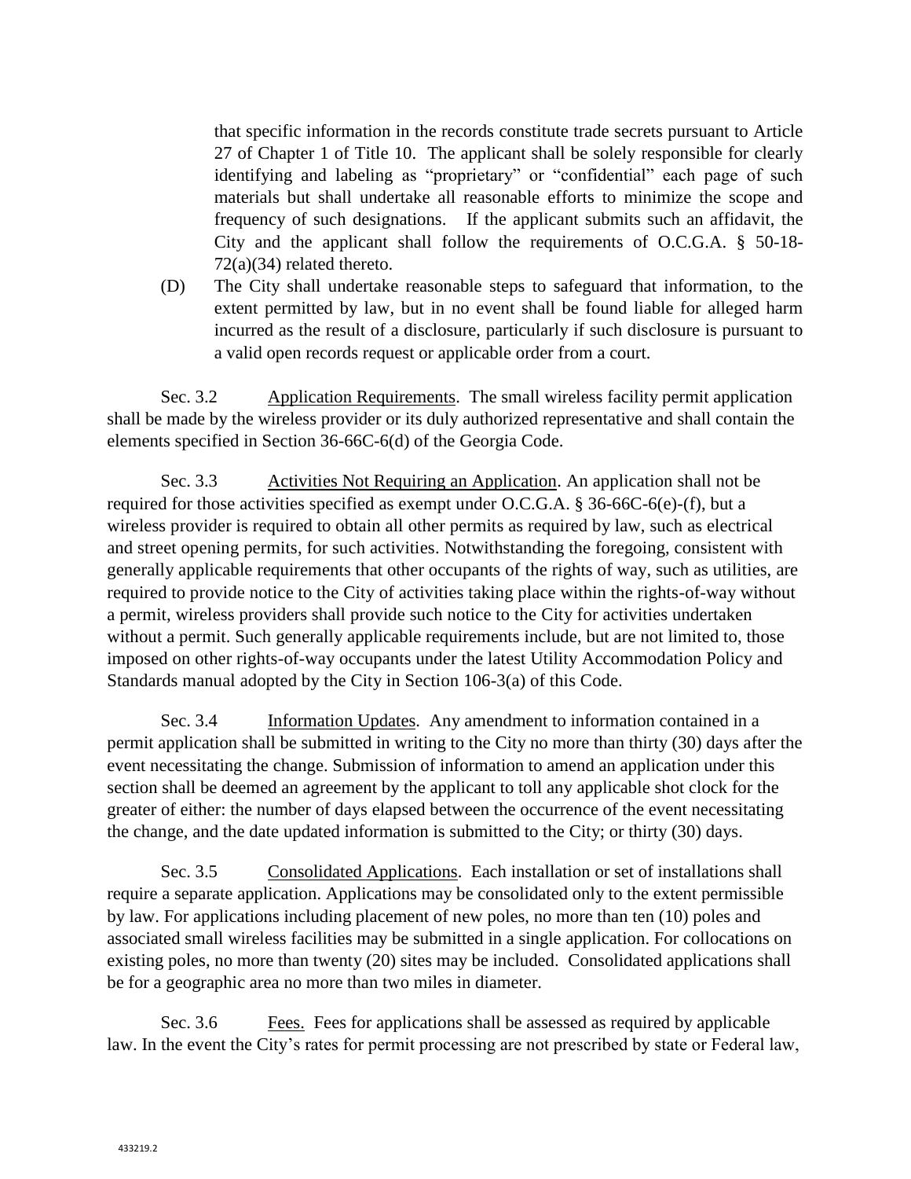that specific information in the records constitute trade secrets pursuant to Article 27 of Chapter 1 of Title 10. The applicant shall be solely responsible for clearly identifying and labeling as "proprietary" or "confidential" each page of such materials but shall undertake all reasonable efforts to minimize the scope and frequency of such designations. If the applicant submits such an affidavit, the City and the applicant shall follow the requirements of O.C.G.A. § 50-18-72(a)(34) related thereto.

(D) The City shall undertake reasonable steps to safeguard that information, to the extent permitted by law, but in no event shall be found liable for alleged harm incurred as the result of a disclosure, particularly if such disclosure is pursuant to a valid open records request or applicable order from a court.

Sec. 3.2 Application Requirements. The small wireless facility permit application shall be made by the wireless provider or its duly authorized representative and shall contain the elements specified in Section 36-66C-6(d) of the Georgia Code.

Sec. 3.3 Activities Not Requiring an Application. An application shall not be required for those activities specified as exempt under O.C.G.A. § 36-66C-6(e)-(f), but a wireless provider is required to obtain all other permits as required by law, such as electrical and street opening permits, for such activities. Notwithstanding the foregoing, consistent with generally applicable requirements that other occupants of the rights of way, such as utilities, are required to provide notice to the City of activities taking place within the rights-of-way without a permit, wireless providers shall provide such notice to the City for activities undertaken without a permit. Such generally applicable requirements include, but are not limited to, those imposed on other rights-of-way occupants under the latest Utility Accommodation Policy and Standards manual adopted by the City in Section 106-3(a) of this Code.

Sec. 3.4 Information Updates. Any amendment to information contained in a permit application shall be submitted in writing to the City no more than thirty (30) days after the event necessitating the change. Submission of information to amend an application under this section shall be deemed an agreement by the applicant to toll any applicable shot clock for the greater of either: the number of days elapsed between the occurrence of the event necessitating the change, and the date updated information is submitted to the City; or thirty (30) days.

Sec. 3.5 Consolidated Applications. Each installation or set of installations shall require a separate application. Applications may be consolidated only to the extent permissible by law. For applications including placement of new poles, no more than ten (10) poles and associated small wireless facilities may be submitted in a single application. For collocations on existing poles, no more than twenty (20) sites may be included. Consolidated applications shall be for a geographic area no more than two miles in diameter.

Sec. 3.6 Fees. Fees for applications shall be assessed as required by applicable law. In the event the City's rates for permit processing are not prescribed by state or Federal law,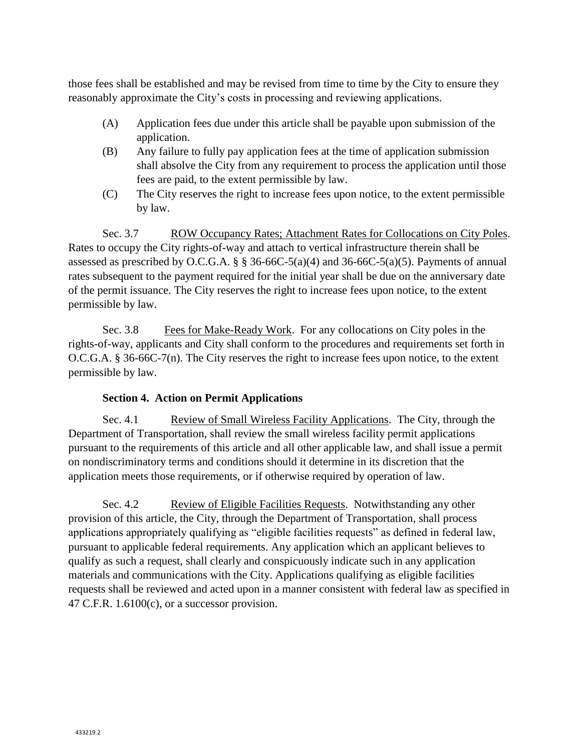those fees shall be established and may be revised from time to time by the City to ensure they reasonably approximate the City's costs in processing and reviewing applications.

(A) Application fees due under this article shall be payable upon submission of the application.

(B) Any failure to fully pay application fees at the time of application submission shall absolve the City from any requirement to process the application until those fees are paid, to the extent permissible by law.

(C) The City reserves the right to increase fees upon notice, to the extent permissible by law.

Sec. 3.7 ROW Occupancy Rates; Attachment Rates for Collocations on City Poles. Rates to occupy the City rights-of-way and attach to vertical infrastructure therein shall be assessed as prescribed by O.C.G.A. § § 36-66C-5(a)(4) and 36-66C-5(a)(5). Payments of annual rates subsequent to the payment required for the initial year shall be due on the anniversary date of the permit issuance. The City reserves the right to increase fees upon notice, to the extent permissible by law.

Sec. 3.8 Fees for Make-Ready Work. For any collocations on City poles in the rights-of-way, applicants and City shall conform to the procedures and requirements set forth in O.C.G.A. § 36-66C-7(n). The City reserves the right to increase fees upon notice, to the extent permissible by law.

**Section 4. Action on Permit Applications**

Sec. 4.1 Review of Small Wireless Facility Applications. The City, through the Department of Transportation, shall review the small wireless facility permit applications pursuant to the requirements of this article and all other applicable law, and shall issue a permit on nondiscriminatory terms and conditions should it determine in its discretion that the application meets those requirements, or if otherwise required by operation of law.

Sec. 4.2 Review of Eligible Facilities Requests. Notwithstanding any other provision of this article, the City, through the Department of Transportation, shall process applications appropriately qualifying as "eligible facilities requests" as defined in federal law, pursuant to applicable federal requirements. Any application which an applicant believes to qualify as such a request, shall clearly and conspicuously indicate such in any application materials and communications with the City. Applications qualifying as eligible facilities requests shall be reviewed and acted upon in a manner consistent with federal law as specified in 47 C.F.R. 1.6100(c), or a successor provision.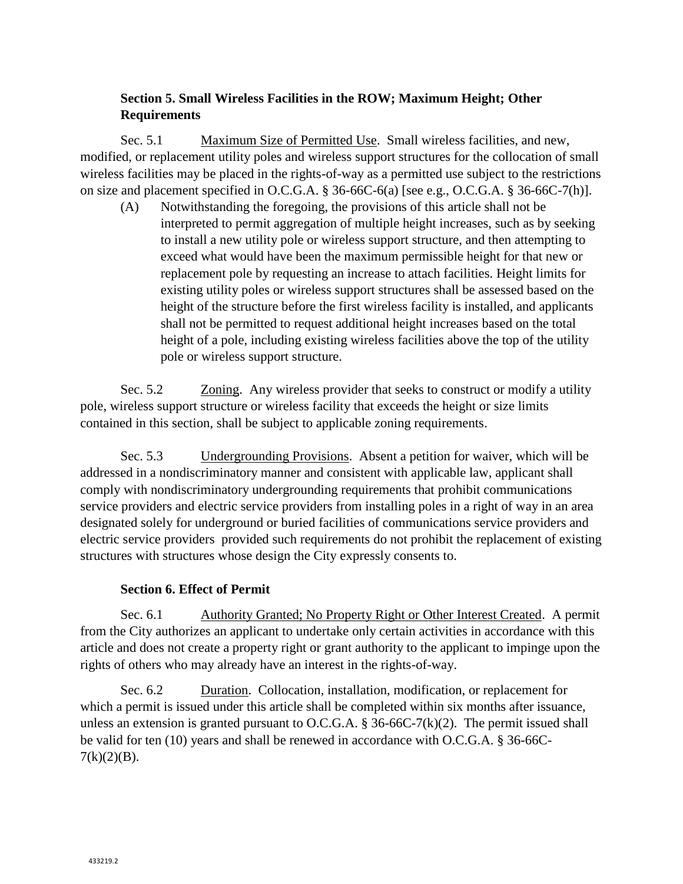**Section 5. Small Wireless Facilities in the ROW; Maximum Height; Other Requirements**

Sec. 5.1 Maximum Size of Permitted Use. Small wireless facilities, and new, modified, or replacement utility poles and wireless support structures for the collocation of small wireless facilities may be placed in the rights-of-way as a permitted use subject to the restrictions on size and placement specified in O.C.G.A. § 36-66C-6(a) [see e.g., O.C.G.A. § 36-66C-7(h)].

(A) Notwithstanding the foregoing, the provisions of this article shall not be interpreted to permit aggregation of multiple height increases, such as by seeking to install a new utility pole or wireless support structure, and then attempting to exceed what would have been the maximum permissible height for that new or replacement pole by requesting an increase to attach facilities. Height limits for existing utility poles or wireless support structures shall be assessed based on the height of the structure before the first wireless facility is installed, and applicants shall not be permitted to request additional height increases based on the total height of a pole, including existing wireless facilities above the top of the utility pole or wireless support structure.

Sec. 5.2 Zoning. Any wireless provider that seeks to construct or modify a utility pole, wireless support structure or wireless facility that exceeds the height or size limits contained in this section, shall be subject to applicable zoning requirements.

Sec. 5.3 Undergrounding Provisions. Absent a petition for waiver, which will be addressed in a nondiscriminatory manner and consistent with applicable law, applicant shall comply with nondiscriminatory undergrounding requirements that prohibit communications service providers and electric service providers from installing poles in a right of way in an area designated solely for underground or buried facilities of communications service providers and electric service providers provided such requirements do not prohibit the replacement of existing structures with structures whose design the City expressly consents to.

**Section 6. Effect of Permit**

Sec. 6.1 Authority Granted; No Property Right or Other Interest Created. A permit from the City authorizes an applicant to undertake only certain activities in accordance with this article and does not create a property right or grant authority to the applicant to impinge upon the rights of others who may already have an interest in the rights-of-way.

Sec. 6.2 Duration. Collocation, installation, modification, or replacement for which a permit is issued under this article shall be completed within six months after issuance, unless an extension is granted pursuant to O.C.G.A. § 36-66C-7(k)(2). The permit issued shall be valid for ten (10) years and shall be renewed in accordance with O.C.G.A. § 36-66C-7(k)(2)(B).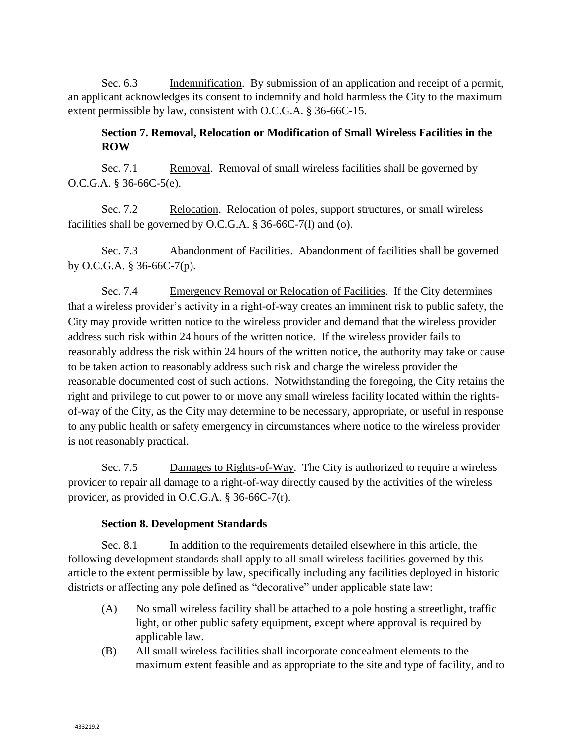Sec. 6.3 Indemnification. By submission of an application and receipt of a permit, an applicant acknowledges its consent to indemnify and hold harmless the City to the maximum extent permissible by law, consistent with O.C.G.A. § 36-66C-15.

**Section 7. Removal, Relocation or Modification of Small Wireless Facilities in the ROW**

Sec. 7.1 Removal. Removal of small wireless facilities shall be governed by O.C.G.A. § 36-66C-5(e).

Sec. 7.2 Relocation. Relocation of poles, support structures, or small wireless facilities shall be governed by O.C.G.A. § 36-66C-7(l) and (o).

Sec. 7.3 Abandonment of Facilities. Abandonment of facilities shall be governed by O.C.G.A. § 36-66C-7(p).

Sec. 7.4 Emergency Removal or Relocation of Facilities. If the City determines that a wireless provider's activity in a right-of-way creates an imminent risk to public safety, the City may provide written notice to the wireless provider and demand that the wireless provider address such risk within 24 hours of the written notice. If the wireless provider fails to reasonably address the risk within 24 hours of the written notice, the authority may take or cause to be taken action to reasonably address such risk and charge the wireless provider the reasonable documented cost of such actions. Notwithstanding the foregoing, the City retains the right and privilege to cut power to or move any small wireless facility located within the rights-of-way of the City, as the City may determine to be necessary, appropriate, or useful in response to any public health or safety emergency in circumstances where notice to the wireless provider is not reasonably practical.

Sec. 7.5 Damages to Rights-of-Way. The City is authorized to require a wireless provider to repair all damage to a right-of-way directly caused by the activities of the wireless provider, as provided in O.C.G.A. § 36-66C-7(r).

**Section 8. Development Standards**

Sec. 8.1 In addition to the requirements detailed elsewhere in this article, the following development standards shall apply to all small wireless facilities governed by this article to the extent permissible by law, specifically including any facilities deployed in historic districts or affecting any pole defined as "decorative" under applicable state law:

(A) No small wireless facility shall be attached to a pole hosting a streetlight, traffic light, or other public safety equipment, except where approval is required by applicable law.

(B) All small wireless facilities shall incorporate concealment elements to the maximum extent feasible and as appropriate to the site and type of facility, and to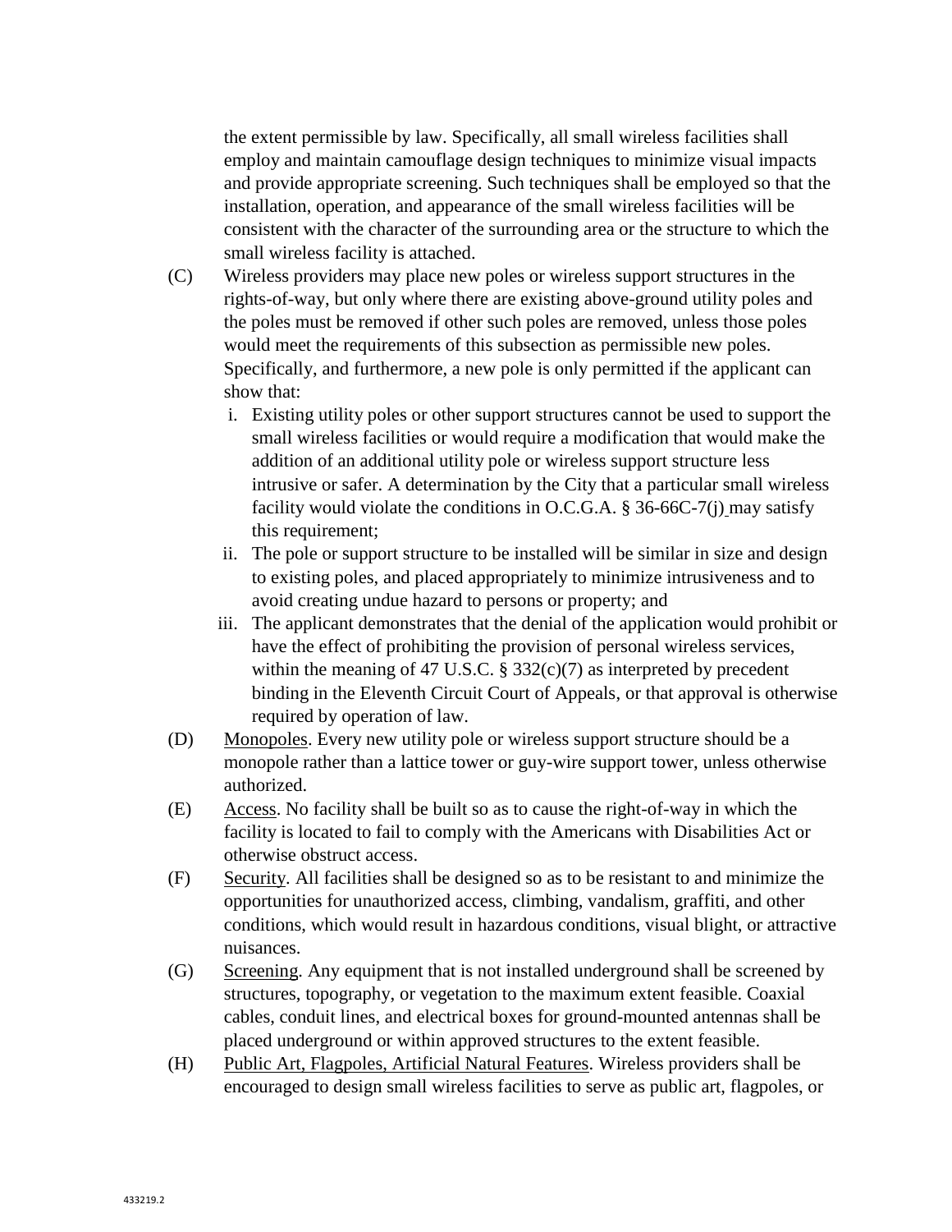the extent permissible by law. Specifically, all small wireless facilities shall employ and maintain camouflage design techniques to minimize visual impacts and provide appropriate screening. Such techniques shall be employed so that the installation, operation, and appearance of the small wireless facilities will be consistent with the character of the surrounding area or the structure to which the small wireless facility is attached.

(C) Wireless providers may place new poles or wireless support structures in the rights-of-way, but only where there are existing above-ground utility poles and the poles must be removed if other such poles are removed, unless those poles would meet the requirements of this subsection as permissible new poles. Specifically, and furthermore, a new pole is only permitted if the applicant can show that:

i. Existing utility poles or other support structures cannot be used to support the small wireless facilities or would require a modification that would make the addition of an additional utility pole or wireless support structure less intrusive or safer. A determination by the City that a particular small wireless facility would violate the conditions in O.C.G.A. § 36-66C-7(j) may satisfy this requirement;

ii. The pole or support structure to be installed will be similar in size and design to existing poles, and placed appropriately to minimize intrusiveness and to avoid creating undue hazard to persons or property; and

iii. The applicant demonstrates that the denial of the application would prohibit or have the effect of prohibiting the provision of personal wireless services, within the meaning of 47 U.S.C. § 332(c)(7) as interpreted by precedent binding in the Eleventh Circuit Court of Appeals, or that approval is otherwise required by operation of law.

(D) Monopoles. Every new utility pole or wireless support structure should be a monopole rather than a lattice tower or guy-wire support tower, unless otherwise authorized.

(E) Access. No facility shall be built so as to cause the right-of-way in which the facility is located to fail to comply with the Americans with Disabilities Act or otherwise obstruct access.

(F) Security. All facilities shall be designed so as to be resistant to and minimize the opportunities for unauthorized access, climbing, vandalism, graffiti, and other conditions, which would result in hazardous conditions, visual blight, or attractive nuisances.

(G) Screening. Any equipment that is not installed underground shall be screened by structures, topography, or vegetation to the maximum extent feasible. Coaxial cables, conduit lines, and electrical boxes for ground-mounted antennas shall be placed underground or within approved structures to the extent feasible.

(H) Public Art, Flagpoles, Artificial Natural Features. Wireless providers shall be encouraged to design small wireless facilities to serve as public art, flagpoles, or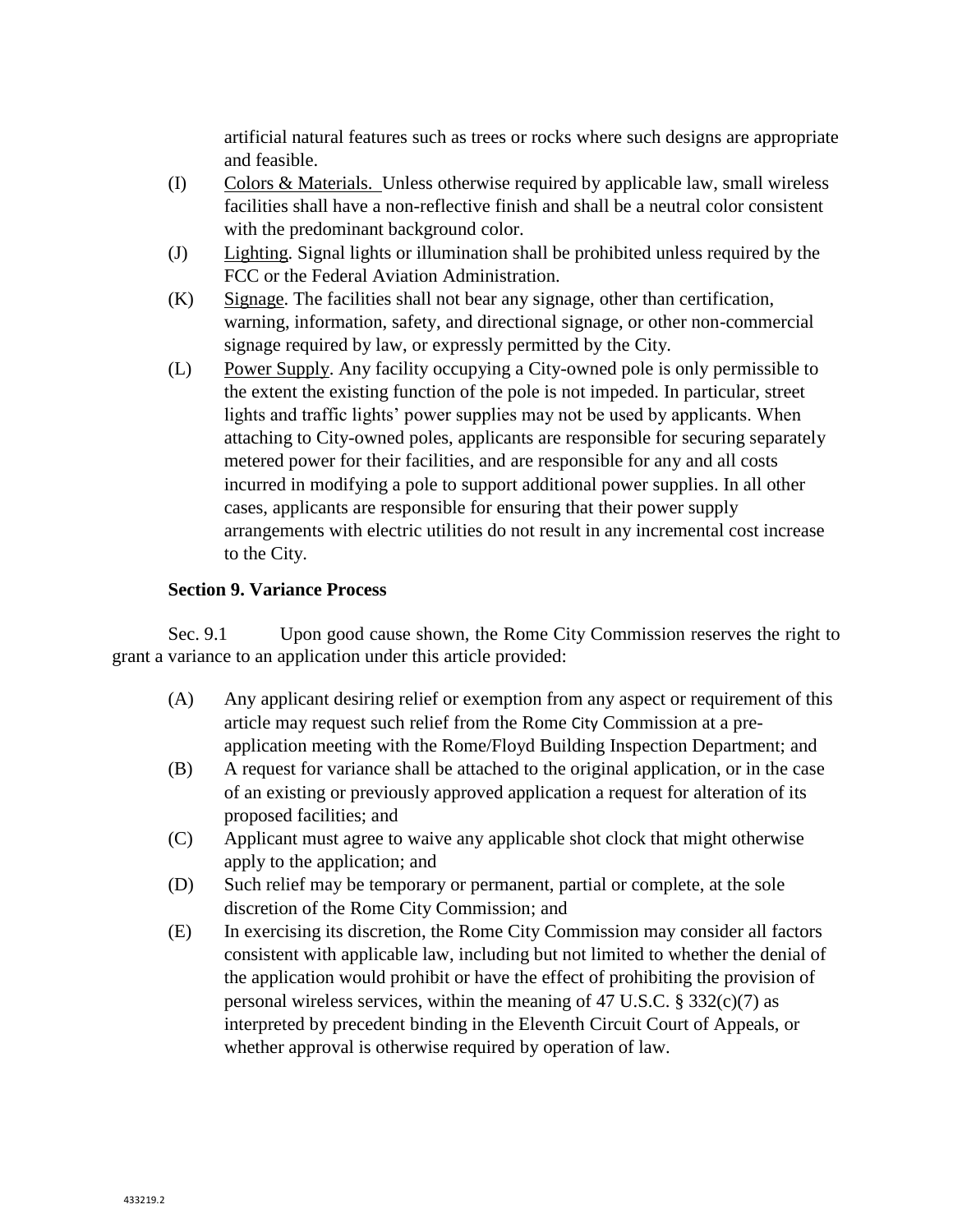artificial natural features such as trees or rocks where such designs are appropriate and feasible.

(I) Colors & Materials. Unless otherwise required by applicable law, small wireless facilities shall have a non-reflective finish and shall be a neutral color consistent with the predominant background color.

(J) Lighting. Signal lights or illumination shall be prohibited unless required by the FCC or the Federal Aviation Administration.

(K) Signage. The facilities shall not bear any signage, other than certification, warning, information, safety, and directional signage, or other non-commercial signage required by law, or expressly permitted by the City.

(L) Power Supply. Any facility occupying a City-owned pole is only permissible to the extent the existing function of the pole is not impeded. In particular, street lights and traffic lights' power supplies may not be used by applicants. When attaching to City-owned poles, applicants are responsible for securing separately metered power for their facilities, and are responsible for any and all costs incurred in modifying a pole to support additional power supplies. In all other cases, applicants are responsible for ensuring that their power supply arrangements with electric utilities do not result in any incremental cost increase to the City.

**Section 9. Variance Process**

Sec. 9.1 Upon good cause shown, the Rome City Commission reserves the right to grant a variance to an application under this article provided:

(A) Any applicant desiring relief or exemption from any aspect or requirement of this article may request such relief from the Rome City Commission at a pre-application meeting with the Rome/Floyd Building Inspection Department; and

(B) A request for variance shall be attached to the original application, or in the case of an existing or previously approved application a request for alteration of its proposed facilities; and

(C) Applicant must agree to waive any applicable shot clock that might otherwise apply to the application; and

(D) Such relief may be temporary or permanent, partial or complete, at the sole discretion of the Rome City Commission; and

(E) In exercising its discretion, the Rome City Commission may consider all factors consistent with applicable law, including but not limited to whether the denial of the application would prohibit or have the effect of prohibiting the provision of personal wireless services, within the meaning of 47 U.S.C. § 332(c)(7) as interpreted by precedent binding in the Eleventh Circuit Court of Appeals, or whether approval is otherwise required by operation of law.

433219.2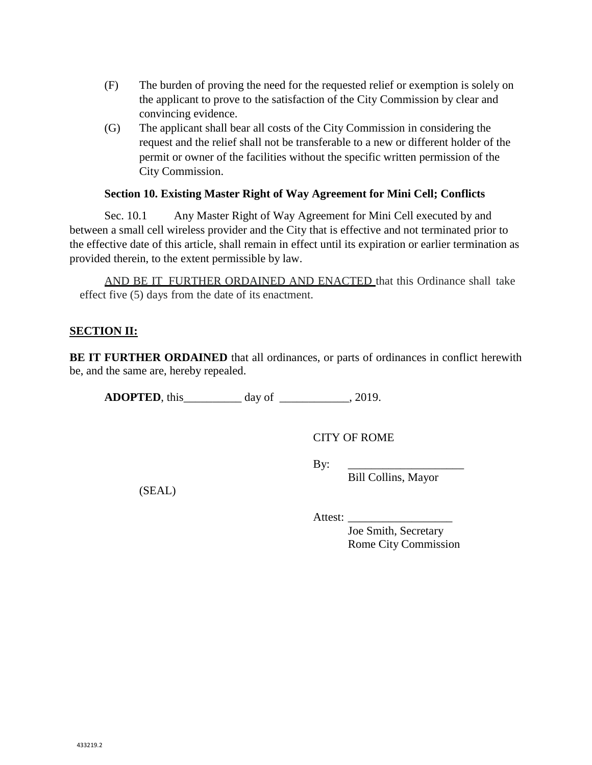(F) The burden of proving the need for the requested relief or exemption is solely on the applicant to prove to the satisfaction of the City Commission by clear and convincing evidence.

(G) The applicant shall bear all costs of the City Commission in considering the request and the relief shall not be transferable to a new or different holder of the permit or owner of the facilities without the specific written permission of the City Commission.

**Section 10. Existing Master Right of Way Agreement for Mini Cell; Conflicts**

Sec. 10.1 Any Master Right of Way Agreement for Mini Cell executed by and between a small cell wireless provider and the City that is effective and not terminated prior to the effective date of this article, shall remain in effect until its expiration or earlier termination as provided therein, to the extent permissible by law.

AND BE IT FURTHER ORDAINED AND ENACTED that this Ordinance shall take effect five (5) days from the date of its enactment.

**SECTION II:**

**BE IT FURTHER ORDAINED** that all ordinances, or parts of ordinances in conflict herewith be, and the same are, hereby repealed.

**ADOPTED**, this__________ day of ____________, 2019.

CITY OF ROME

By: ____________________
Bill Collins, Mayor

(SEAL)

Attest: __________________
Joe Smith, Secretary
Rome City Commission

433219.2